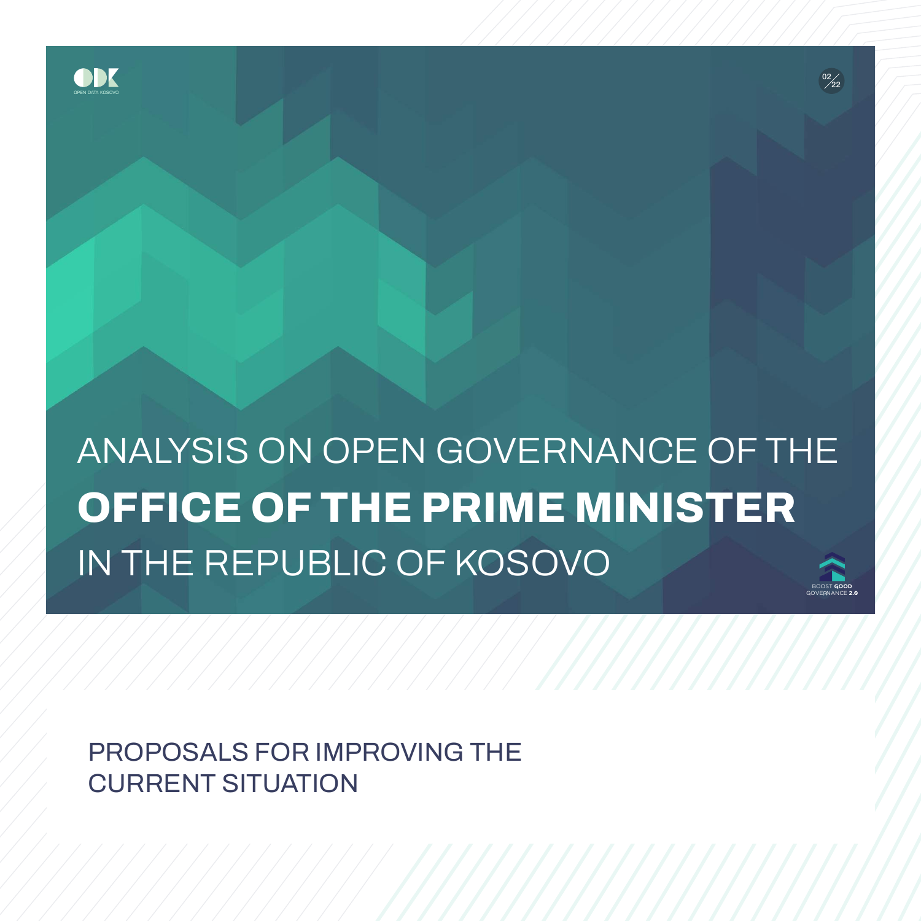ODK
OPEN DATA KOSOVO

02/22

# ANALYSIS ON OPEN GOVERNANCE OF THE **OFFICE OF THE PRIME MINISTER** IN THE REPUBLIC OF KOSOVO

BOOST GOOD GOVERNANCE 2.0

## PROPOSALS FOR IMPROVING THE CURRENT SITUATION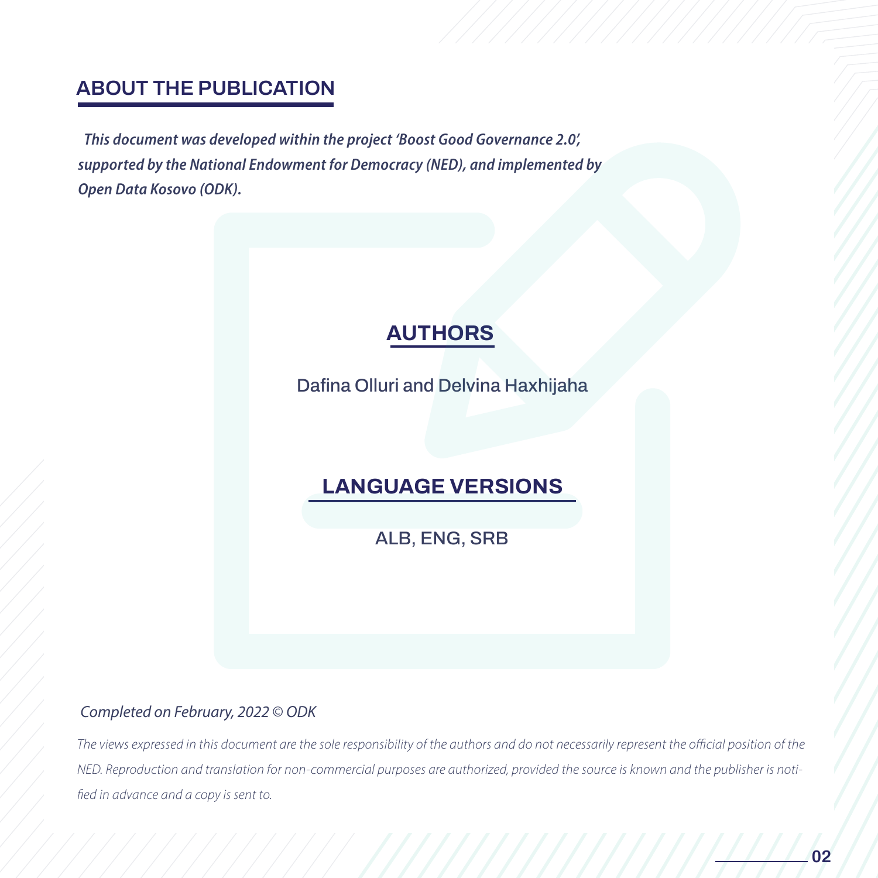## ABOUT THE PUBLICATION

***This document was developed within the project 'Boost Good Governance 2.0', supported by the National Endowment for Democracy (NED), and implemented by Open Data Kosovo (ODK).***

## AUTHORS

Dafina Olluri and Delvina Haxhijaha

## LANGUAGE VERSIONS

ALB, ENG, SRB

*Completed on February, 2022 © ODK*

*The views expressed in this document are the sole responsibility of the authors and do not necessarily represent the official position of the NED. Reproduction and translation for non-commercial purposes are authorized, provided the source is known and the publisher is notified in advance and a copy is sent to.*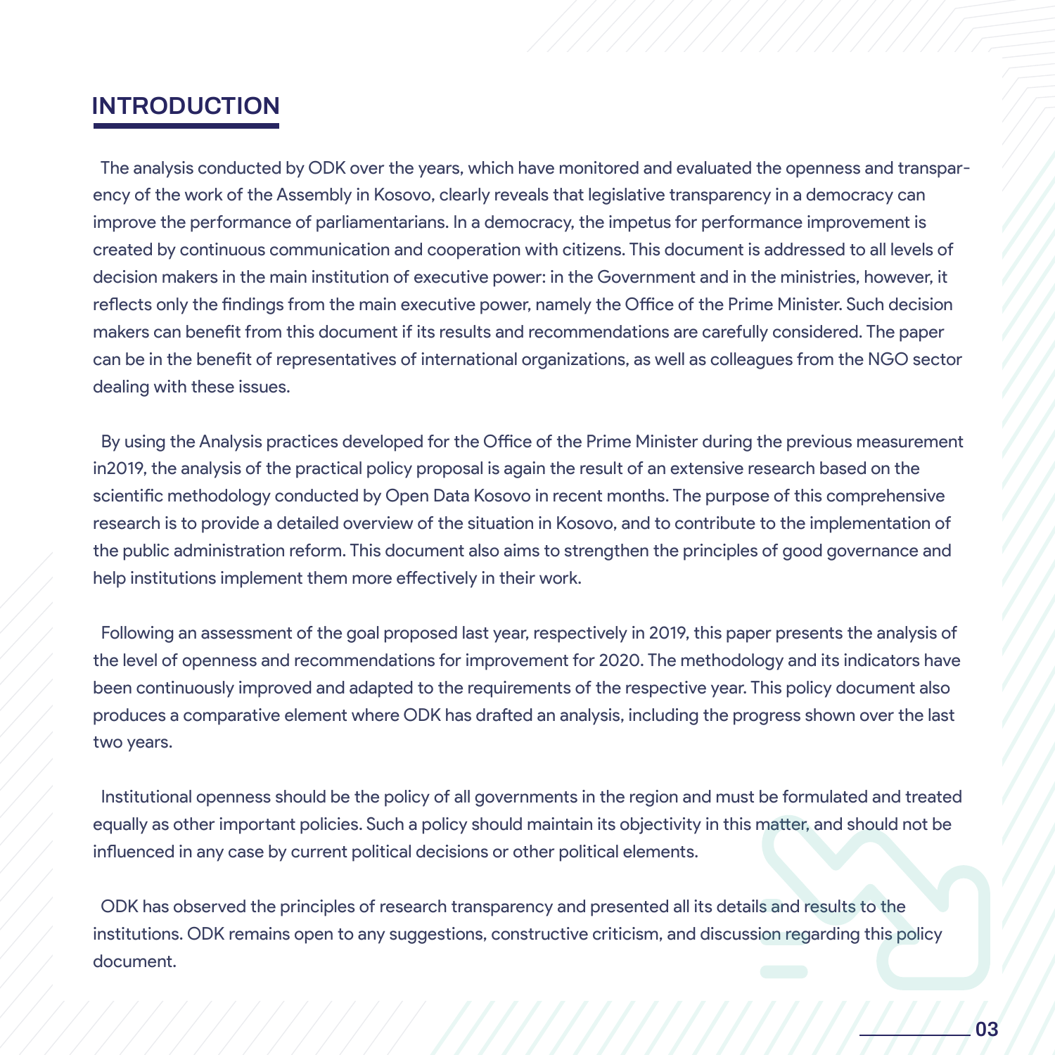# INTRODUCTION

The analysis conducted by ODK over the years, which have monitored and evaluated the openness and transparency of the work of the Assembly in Kosovo, clearly reveals that legislative transparency in a democracy can improve the performance of parliamentarians. In a democracy, the impetus for performance improvement is created by continuous communication and cooperation with citizens. This document is addressed to all levels of decision makers in the main institution of executive power: in the Government and in the ministries, however, it reflects only the findings from the main executive power, namely the Office of the Prime Minister. Such decision makers can benefit from this document if its results and recommendations are carefully considered. The paper can be in the benefit of representatives of international organizations, as well as colleagues from the NGO sector dealing with these issues.

By using the Analysis practices developed for the Office of the Prime Minister during the previous measurement in2019, the analysis of the practical policy proposal is again the result of an extensive research based on the scientific methodology conducted by Open Data Kosovo in recent months. The purpose of this comprehensive research is to provide a detailed overview of the situation in Kosovo, and to contribute to the implementation of the public administration reform. This document also aims to strengthen the principles of good governance and help institutions implement them more effectively in their work.

Following an assessment of the goal proposed last year, respectively in 2019, this paper presents the analysis of the level of openness and recommendations for improvement for 2020. The methodology and its indicators have been continuously improved and adapted to the requirements of the respective year. This policy document also produces a comparative element where ODK has drafted an analysis, including the progress shown over the last two years.

Institutional openness should be the policy of all governments in the region and must be formulated and treated equally as other important policies. Such a policy should maintain its objectivity in this matter, and should not be influenced in any case by current political decisions or other political elements.

ODK has observed the principles of research transparency and presented all its details and results to the institutions. ODK remains open to any suggestions, constructive criticism, and discussion regarding this policy document.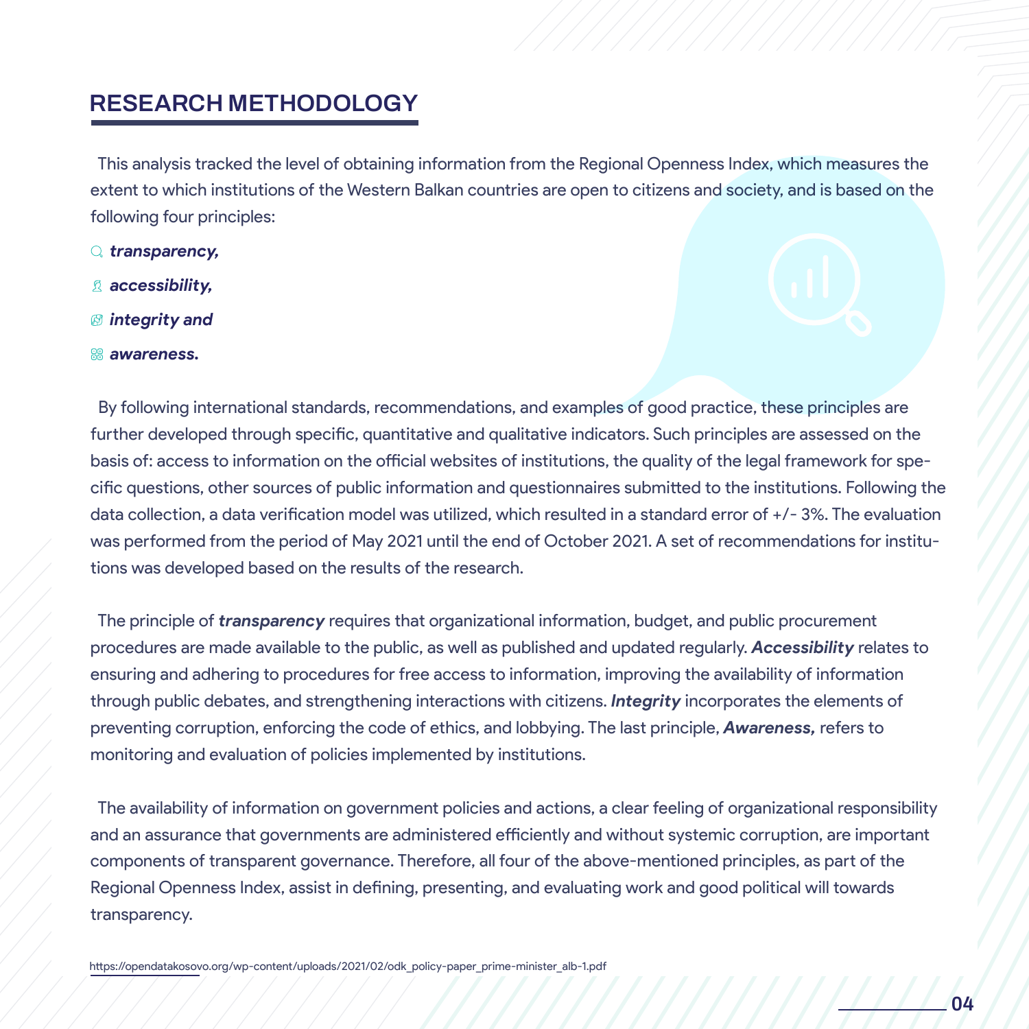## RESEARCH METHODOLOGY

This analysis tracked the level of obtaining information from the Regional Openness Index, which measures the extent to which institutions of the Western Balkan countries are open to citizens and society, and is based on the following four principles:

- ***transparency,***
- ***accessibility,***
- ***integrity and***
- ***awareness.***

By following international standards, recommendations, and examples of good practice, these principles are further developed through specific, quantitative and qualitative indicators. Such principles are assessed on the basis of: access to information on the official websites of institutions, the quality of the legal framework for specific questions, other sources of public information and questionnaires submitted to the institutions. Following the data collection, a data verification model was utilized, which resulted in a standard error of +/- 3%. The evaluation was performed from the period of May 2021 until the end of October 2021. A set of recommendations for institutions was developed based on the results of the research.

The principle of ***transparency*** requires that organizational information, budget, and public procurement procedures are made available to the public, as well as published and updated regularly. ***Accessibility*** relates to ensuring and adhering to procedures for free access to information, improving the availability of information through public debates, and strengthening interactions with citizens. ***Integrity*** incorporates the elements of preventing corruption, enforcing the code of ethics, and lobbying. The last principle, ***Awareness,*** refers to monitoring and evaluation of policies implemented by institutions.

The availability of information on government policies and actions, a clear feeling of organizational responsibility and an assurance that governments are administered efficiently and without systemic corruption, are important components of transparent governance. Therefore, all four of the above-mentioned principles, as part of the Regional Openness Index, assist in defining, presenting, and evaluating work and good political will towards transparency.

https://opendatakosovo.org/wp-content/uploads/2021/02/odk_policy-paper_prime-minister_alb-1.pdf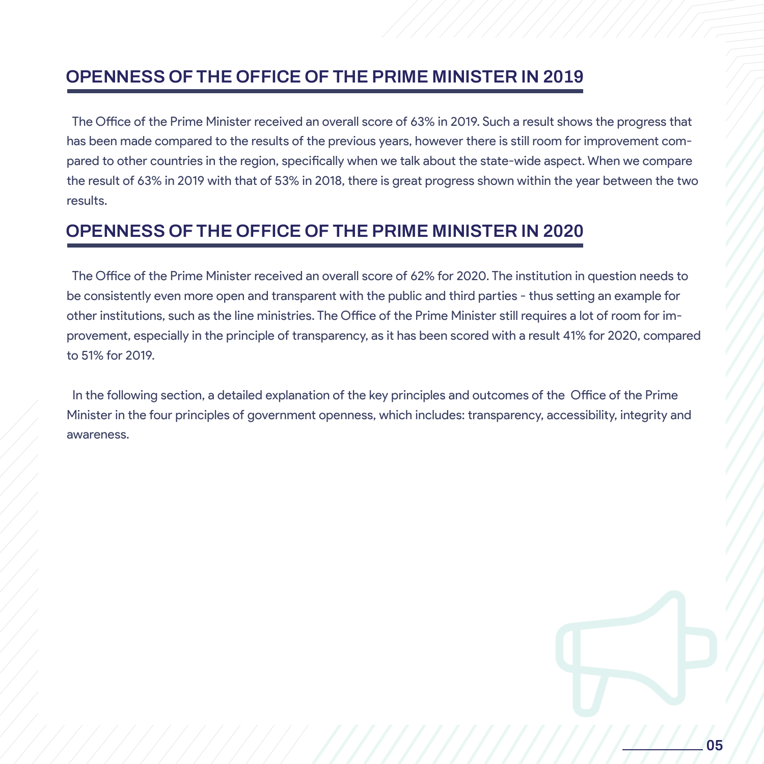## OPENNESS OF THE OFFICE OF THE PRIME MINISTER IN 2019

The Office of the Prime Minister received an overall score of 63% in 2019. Such a result shows the progress that has been made compared to the results of the previous years, however there is still room for improvement compared to other countries in the region, specifically when we talk about the state-wide aspect. When we compare the result of 63% in 2019 with that of 53% in 2018, there is great progress shown within the year between the two results.

## OPENNESS OF THE OFFICE OF THE PRIME MINISTER IN 2020

The Office of the Prime Minister received an overall score of 62% for 2020. The institution in question needs to be consistently even more open and transparent with the public and third parties - thus setting an example for other institutions, such as the line ministries. The Office of the Prime Minister still requires a lot of room for improvement, especially in the principle of transparency, as it has been scored with a result 41% for 2020, compared to 51% for 2019.

In the following section, a detailed explanation of the key principles and outcomes of the Office of the Prime Minister in the four principles of government openness, which includes: transparency, accessibility, integrity and awareness.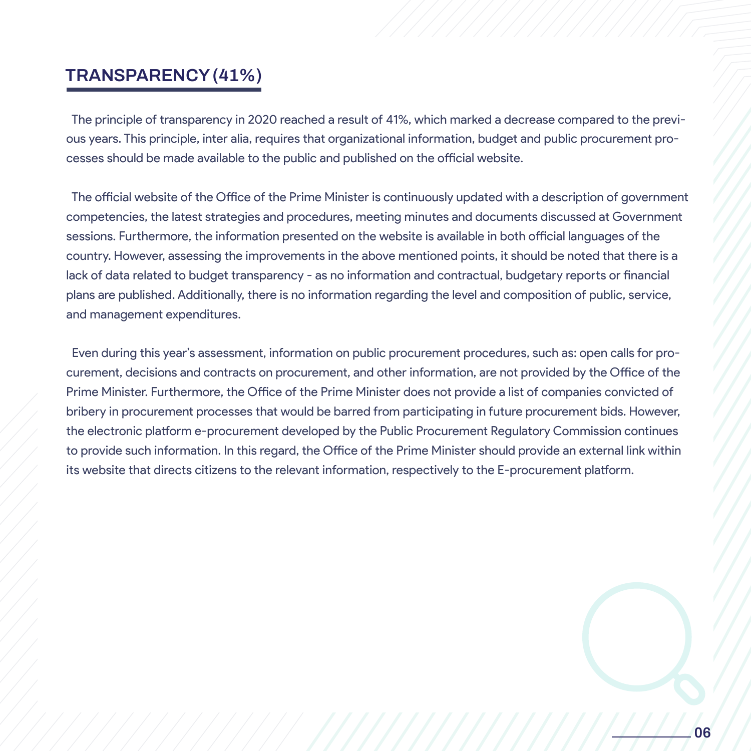## TRANSPARENCY (41%)

The principle of transparency in 2020 reached a result of 41%, which marked a decrease compared to the previous years. This principle, inter alia, requires that organizational information, budget and public procurement processes should be made available to the public and published on the official website.

The official website of the Office of the Prime Minister is continuously updated with a description of government competencies, the latest strategies and procedures, meeting minutes and documents discussed at Government sessions. Furthermore, the information presented on the website is available in both official languages of the country. However, assessing the improvements in the above mentioned points, it should be noted that there is a lack of data related to budget transparency - as no information and contractual, budgetary reports or financial plans are published. Additionally, there is no information regarding the level and composition of public, service, and management expenditures.

Even during this year's assessment, information on public procurement procedures, such as: open calls for procurement, decisions and contracts on procurement, and other information, are not provided by the Office of the Prime Minister. Furthermore, the Office of the Prime Minister does not provide a list of companies convicted of bribery in procurement processes that would be barred from participating in future procurement bids. However, the electronic platform e-procurement developed by the Public Procurement Regulatory Commission continues to provide such information. In this regard, the Office of the Prime Minister should provide an external link within its website that directs citizens to the relevant information, respectively to the E-procurement platform.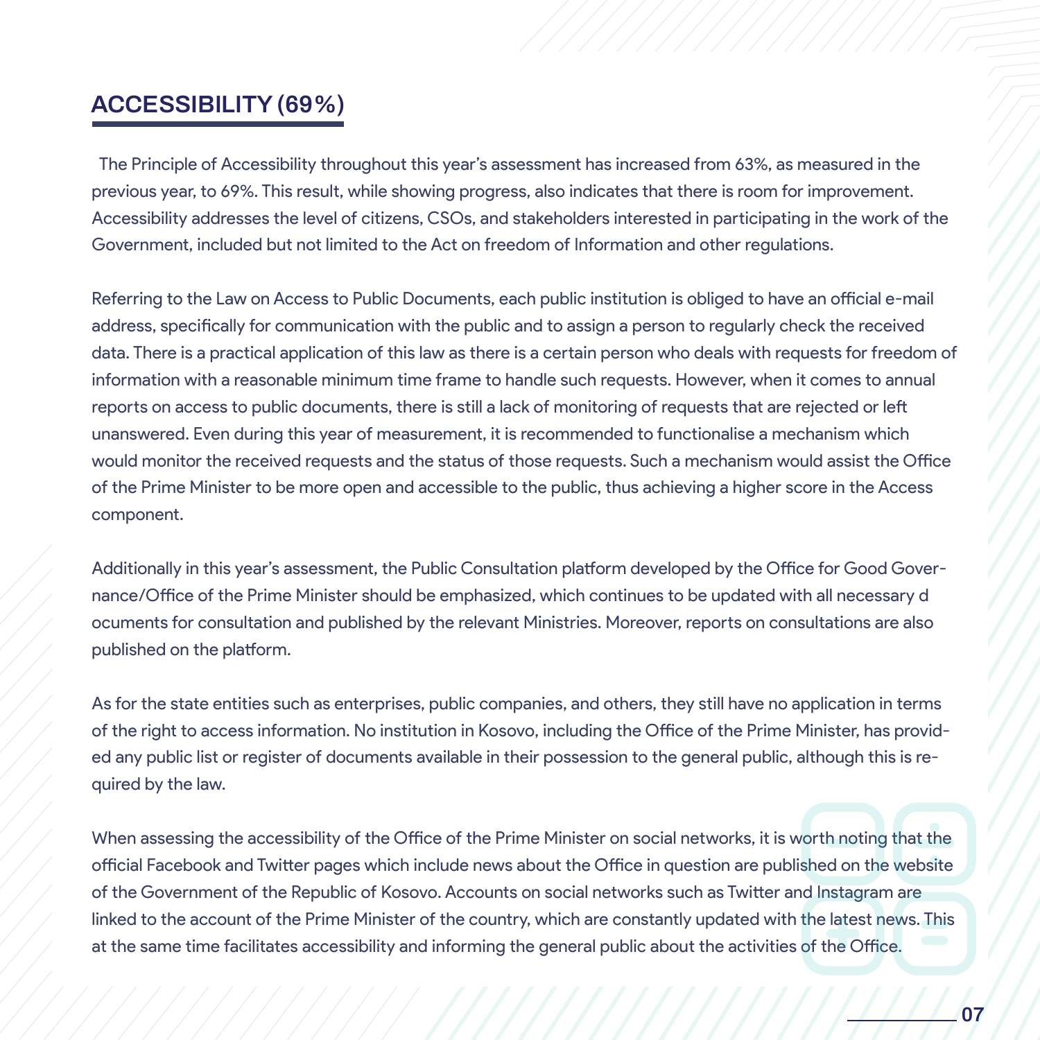## ACCESSIBILITY (69%)

The Principle of Accessibility throughout this year's assessment has increased from 63%, as measured in the previous year, to 69%. This result, while showing progress, also indicates that there is room for improvement. Accessibility addresses the level of citizens, CSOs, and stakeholders interested in participating in the work of the Government, included but not limited to the Act on freedom of Information and other regulations.

Referring to the Law on Access to Public Documents, each public institution is obliged to have an official e-mail address, specifically for communication with the public and to assign a person to regularly check the received data. There is a practical application of this law as there is a certain person who deals with requests for freedom of information with a reasonable minimum time frame to handle such requests. However, when it comes to annual reports on access to public documents, there is still a lack of monitoring of requests that are rejected or left unanswered. Even during this year of measurement, it is recommended to functionalise a mechanism which would monitor the received requests and the status of those requests. Such a mechanism would assist the Office of the Prime Minister to be more open and accessible to the public, thus achieving a higher score in the Access component.

Additionally in this year's assessment, the Public Consultation platform developed by the Office for Good Governance/Office of the Prime Minister should be emphasized, which continues to be updated with all necessary d ocuments for consultation and published by the relevant Ministries. Moreover, reports on consultations are also published on the platform.

As for the state entities such as enterprises, public companies, and others, they still have no application in terms of the right to access information. No institution in Kosovo, including the Office of the Prime Minister, has provided any public list or register of documents available in their possession to the general public, although this is required by the law.

When assessing the accessibility of the Office of the Prime Minister on social networks, it is worth noting that the official Facebook and Twitter pages which include news about the Office in question are published on the website of the Government of the Republic of Kosovo. Accounts on social networks such as Twitter and Instagram are linked to the account of the Prime Minister of the country, which are constantly updated with the latest news. This at the same time facilitates accessibility and informing the general public about the activities of the Office.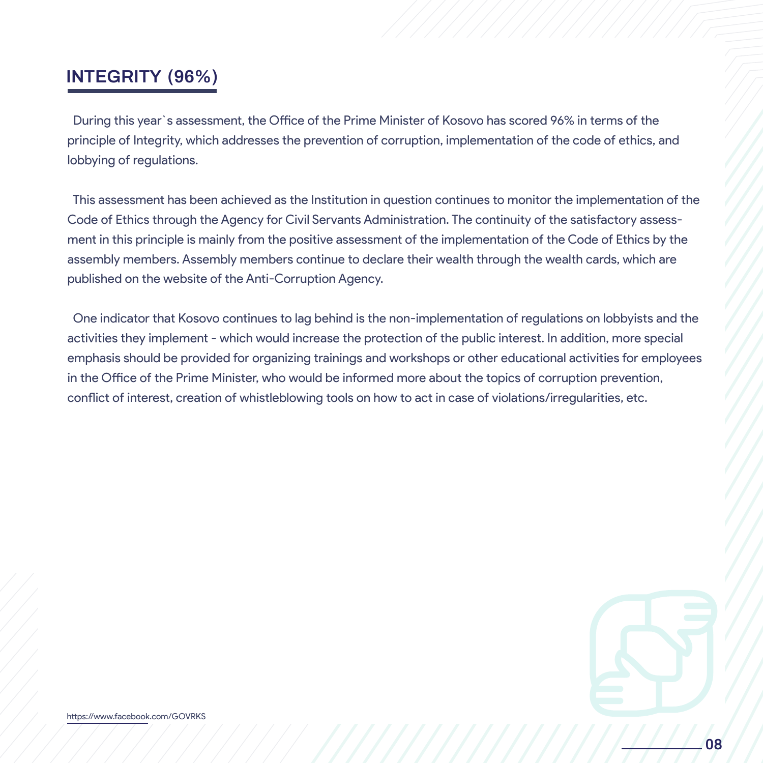## INTEGRITY (96%)

During this year`s assessment, the Office of the Prime Minister of Kosovo has scored 96% in terms of the principle of Integrity, which addresses the prevention of corruption, implementation of the code of ethics, and lobbying of regulations.

This assessment has been achieved as the Institution in question continues to monitor the implementation of the Code of Ethics through the Agency for Civil Servants Administration. The continuity of the satisfactory assessment in this principle is mainly from the positive assessment of the implementation of the Code of Ethics by the assembly members. Assembly members continue to declare their wealth through the wealth cards, which are published on the website of the Anti-Corruption Agency.

One indicator that Kosovo continues to lag behind is the non-implementation of regulations on lobbyists and the activities they implement - which would increase the protection of the public interest. In addition, more special emphasis should be provided for organizing trainings and workshops or other educational activities for employees in the Office of the Prime Minister, who would be informed more about the topics of corruption prevention, conflict of interest, creation of whistleblowing tools on how to act in case of violations/irregularities, etc.

https://www.facebook.com/GOVRKS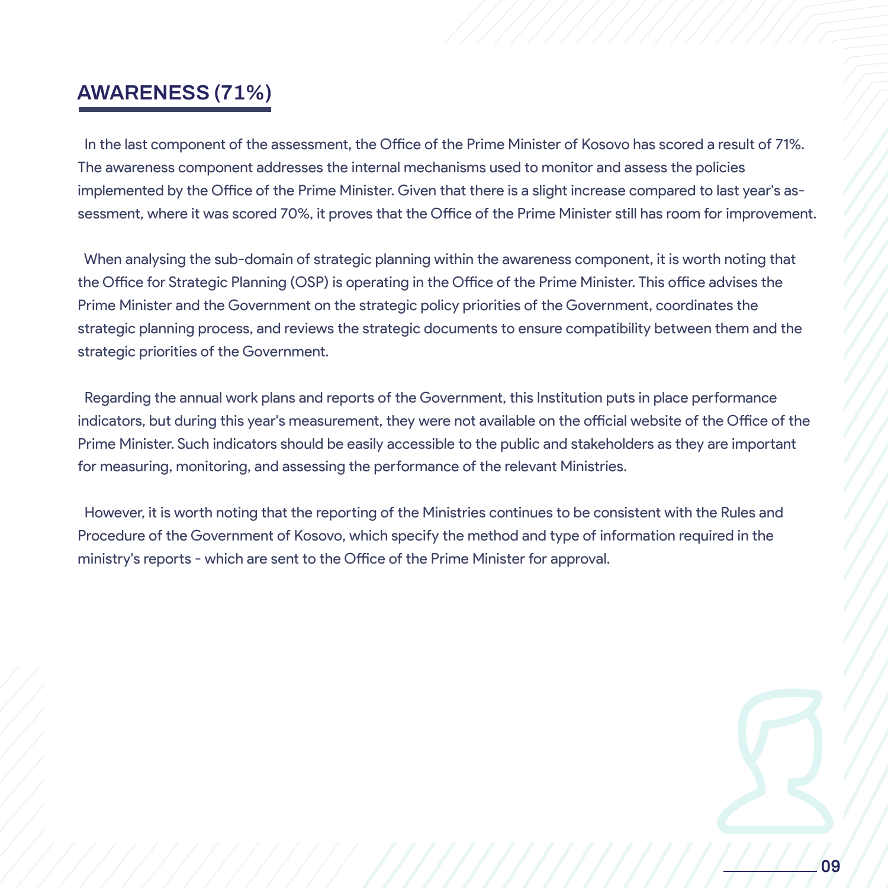## AWARENESS (71%)

In the last component of the assessment, the Office of the Prime Minister of Kosovo has scored a result of 71%. The awareness component addresses the internal mechanisms used to monitor and assess the policies implemented by the Office of the Prime Minister. Given that there is a slight increase compared to last year's assessment, where it was scored 70%, it proves that the Office of the Prime Minister still has room for improvement.

When analysing the sub-domain of strategic planning within the awareness component, it is worth noting that the Office for Strategic Planning (OSP) is operating in the Office of the Prime Minister. This office advises the Prime Minister and the Government on the strategic policy priorities of the Government, coordinates the strategic planning process, and reviews the strategic documents to ensure compatibility between them and the strategic priorities of the Government.

Regarding the annual work plans and reports of the Government, this Institution puts in place performance indicators, but during this year's measurement, they were not available on the official website of the Office of the Prime Minister. Such indicators should be easily accessible to the public and stakeholders as they are important for measuring, monitoring, and assessing the performance of the relevant Ministries.

However, it is worth noting that the reporting of the Ministries continues to be consistent with the Rules and Procedure of the Government of Kosovo, which specify the method and type of information required in the ministry's reports - which are sent to the Office of the Prime Minister for approval.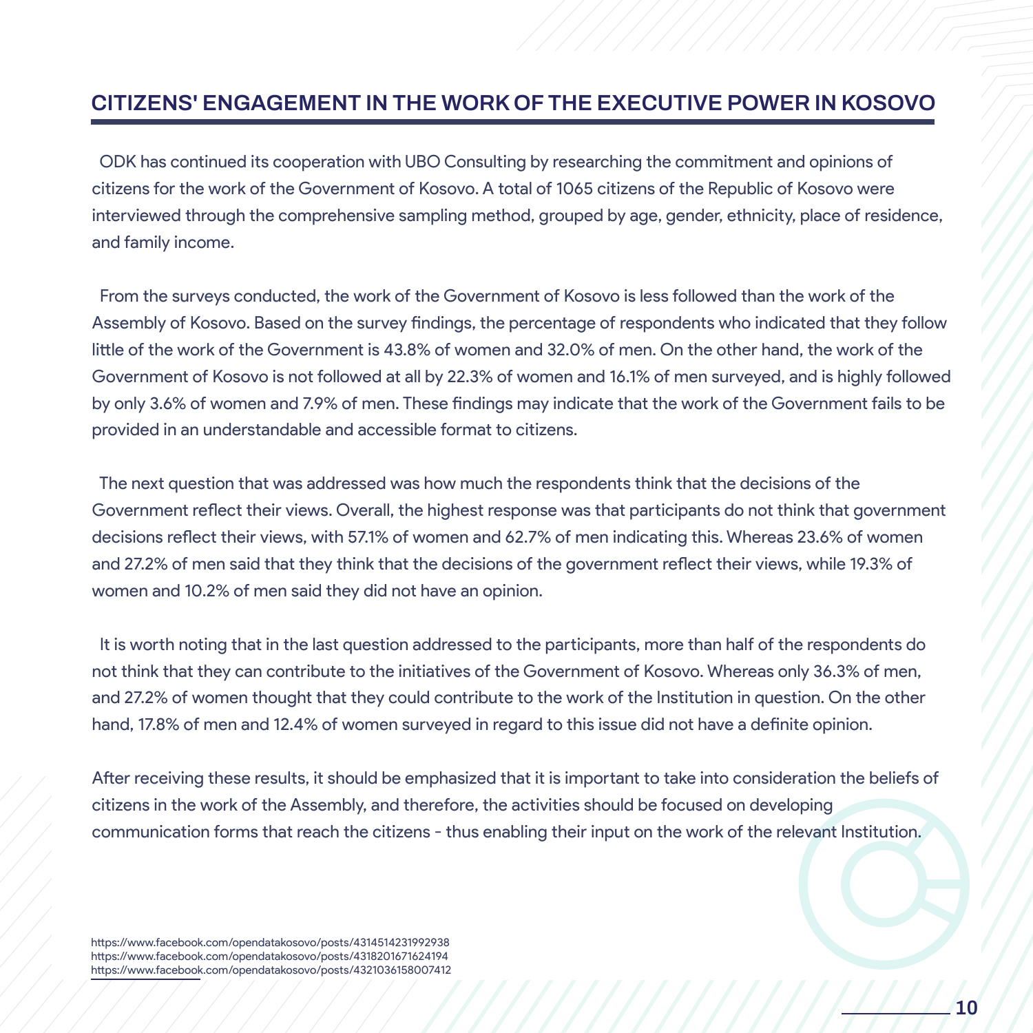## CITIZENS' ENGAGEMENT IN THE WORK OF THE EXECUTIVE POWER IN KOSOVO

ODK has continued its cooperation with UBO Consulting by researching the commitment and opinions of citizens for the work of the Government of Kosovo. A total of 1065 citizens of the Republic of Kosovo were interviewed through the comprehensive sampling method, grouped by age, gender, ethnicity, place of residence, and family income.

From the surveys conducted, the work of the Government of Kosovo is less followed than the work of the Assembly of Kosovo. Based on the survey findings, the percentage of respondents who indicated that they follow little of the work of the Government is 43.8% of women and 32.0% of men. On the other hand, the work of the Government of Kosovo is not followed at all by 22.3% of women and 16.1% of men surveyed, and is highly followed by only 3.6% of women and 7.9% of men. These findings may indicate that the work of the Government fails to be provided in an understandable and accessible format to citizens.

The next question that was addressed was how much the respondents think that the decisions of the Government reflect their views. Overall, the highest response was that participants do not think that government decisions reflect their views, with 57.1% of women and 62.7% of men indicating this. Whereas 23.6% of women and 27.2% of men said that they think that the decisions of the government reflect their views, while 19.3% of women and 10.2% of men said they did not have an opinion.

It is worth noting that in the last question addressed to the participants, more than half of the respondents do not think that they can contribute to the initiatives of the Government of Kosovo. Whereas only 36.3% of men, and 27.2% of women thought that they could contribute to the work of the Institution in question. On the other hand, 17.8% of men and 12.4% of women surveyed in regard to this issue did not have a definite opinion.

After receiving these results, it should be emphasized that it is important to take into consideration the beliefs of citizens in the work of the Assembly, and therefore, the activities should be focused on developing communication forms that reach the citizens - thus enabling their input on the work of the relevant Institution.

https://www.facebook.com/opendatakosovo/posts/4314514231992938
https://www.facebook.com/opendatakosovo/posts/4318201671624194
https://www.facebook.com/opendatakosovo/posts/4321036158007412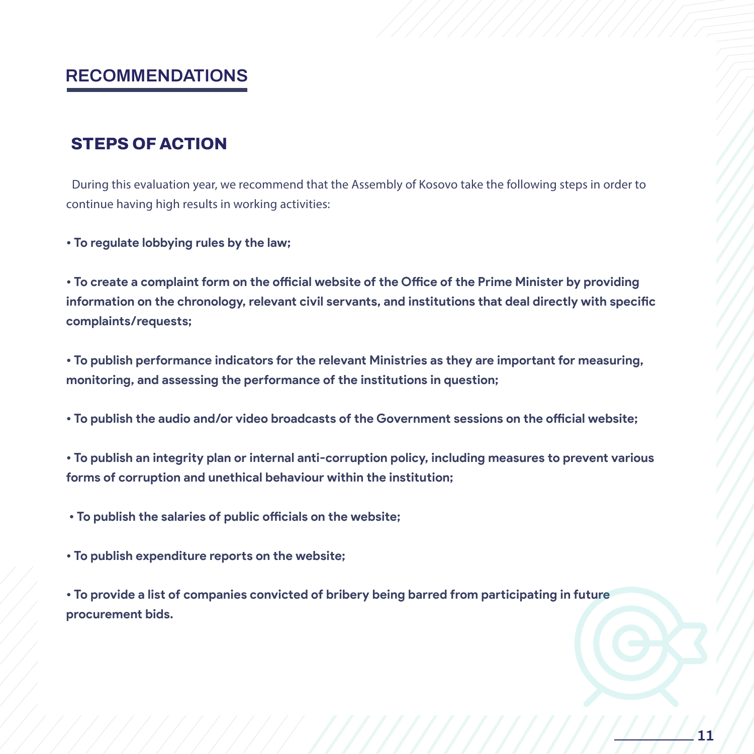# RECOMMENDATIONS

## STEPS OF ACTION

During this evaluation year, we recommend that the Assembly of Kosovo take the following steps in order to continue having high results in working activities:

- **To regulate lobbying rules by the law;**

- **To create a complaint form on the official website of the Office of the Prime Minister by providing information on the chronology, relevant civil servants, and institutions that deal directly with specific complaints/requests;**

- **To publish performance indicators for the relevant Ministries as they are important for measuring, monitoring, and assessing the performance of the institutions in question;**

- **To publish the audio and/or video broadcasts of the Government sessions on the official website;**

- **To publish an integrity plan or internal anti-corruption policy, including measures to prevent various forms of corruption and unethical behaviour within the institution;**

- **To publish the salaries of public officials on the website;**

- **To publish expenditure reports on the website;**

- **To provide a list of companies convicted of bribery being barred from participating in future procurement bids.**